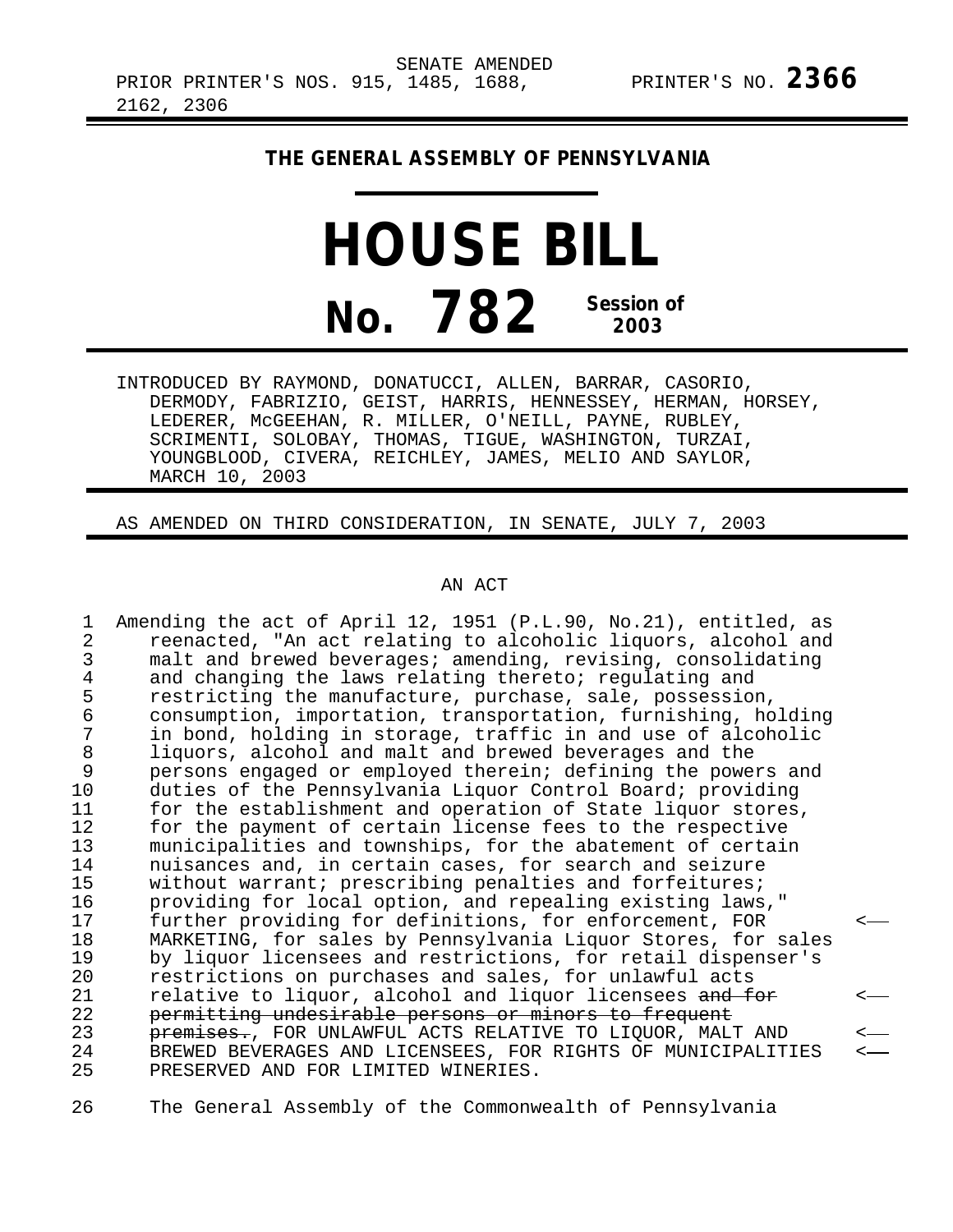SENATE AMENDED

PRIOR PRINTER'S NOS. 915, 1485, 1688, 2162, 2306

PRINTER'S NO. **2366**

**THE GENERAL ASSEMBLY OF PENNSYLVANIA**

# HOUSE BILL

# No. 782

**Session of 2003**

INTRODUCED BY RAYMOND, DONATUCCI, ALLEN, BARRAR, CASORIO, DERMODY, FABRIZIO, GEIST, HARRIS, HENNESSEY, HERMAN, HORSEY, LEDERER, McGEEHAN, R. MILLER, O'NEILL, PAYNE, RUBLEY, SCRIMENTI, SOLOBAY, THOMAS, TIGUE, WASHINGTON, TURZAI, YOUNGBLOOD, CIVERA, REICHLEY, JAMES, MELIO AND SAYLOR, MARCH 10, 2003

AS AMENDED ON THIRD CONSIDERATION, IN SENATE, JULY 7, 2003

AN ACT

Amending the act of April 12, 1951 (P.L.90, No.21), entitled, as reenacted, "An act relating to alcoholic liquors, alcohol and malt and brewed beverages; amending, revising, consolidating and changing the laws relating thereto; regulating and restricting the manufacture, purchase, sale, possession, consumption, importation, transportation, furnishing, holding in bond, holding in storage, traffic in and use of alcoholic liquors, alcohol and malt and brewed beverages and the persons engaged or employed therein; defining the powers and duties of the Pennsylvania Liquor Control Board; providing for the establishment and operation of State liquor stores, for the payment of certain license fees to the respective municipalities and townships, for the abatement of certain nuisances and, in certain cases, for search and seizure without warrant; prescribing penalties and forfeitures; providing for local option, and repealing existing laws," further providing for definitions, for enforcement, FOR MARKETING, for sales by Pennsylvania Liquor Stores, for sales by liquor licensees and restrictions, for retail dispenser's restrictions on purchases and sales, for unlawful acts relative to liquor, alcohol and liquor licensees ~~and for permitting undesirable persons or minors to frequent premises.~~, FOR UNLAWFUL ACTS RELATIVE TO LIQUOR, MALT AND BREWED BEVERAGES AND LICENSEES, FOR RIGHTS OF MUNICIPALITIES PRESERVED AND FOR LIMITED WINERIES.

The General Assembly of the Commonwealth of Pennsylvania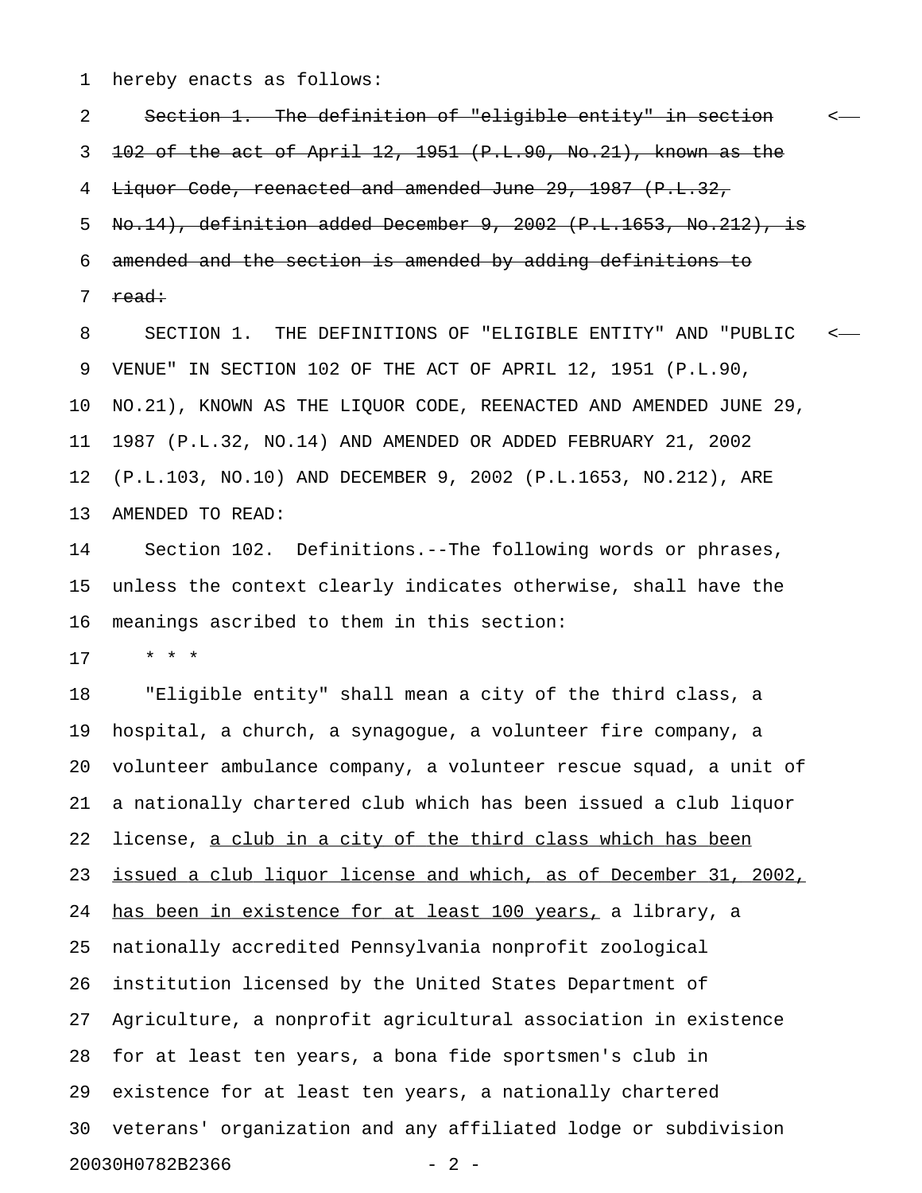hereby enacts as follows:

~~Section 1. The definition of "eligible entity" in section 102 of the act of April 12, 1951 (P.L.90, No.21), known as the Liquor Code, reenacted and amended June 29, 1987 (P.L.32, No.14), definition added December 9, 2002 (P.L.1653, No.212), is amended and the section is amended by adding definitions to read:~~

SECTION 1. THE DEFINITIONS OF "ELIGIBLE ENTITY" AND "PUBLIC VENUE" IN SECTION 102 OF THE ACT OF APRIL 12, 1951 (P.L.90, NO.21), KNOWN AS THE LIQUOR CODE, REENACTED AND AMENDED JUNE 29, 1987 (P.L.32, NO.14) AND AMENDED OR ADDED FEBRUARY 21, 2002 (P.L.103, NO.10) AND DECEMBER 9, 2002 (P.L.1653, NO.212), ARE AMENDED TO READ:

Section 102. Definitions.--The following words or phrases, unless the context clearly indicates otherwise, shall have the meanings ascribed to them in this section:

\* \* \*

"Eligible entity" shall mean a city of the third class, a hospital, a church, a synagogue, a volunteer fire company, a volunteer ambulance company, a volunteer rescue squad, a unit of a nationally chartered club which has been issued a club liquor license, <u>a club in a city of the third class which has been issued a club liquor license and which, as of December 31, 2002, has been in existence for at least 100 years,</u> a library, a nationally accredited Pennsylvania nonprofit zoological institution licensed by the United States Department of Agriculture, a nonprofit agricultural association in existence for at least ten years, a bona fide sportsmen's club in existence for at least ten years, a nationally chartered veterans' organization and any affiliated lodge or subdivision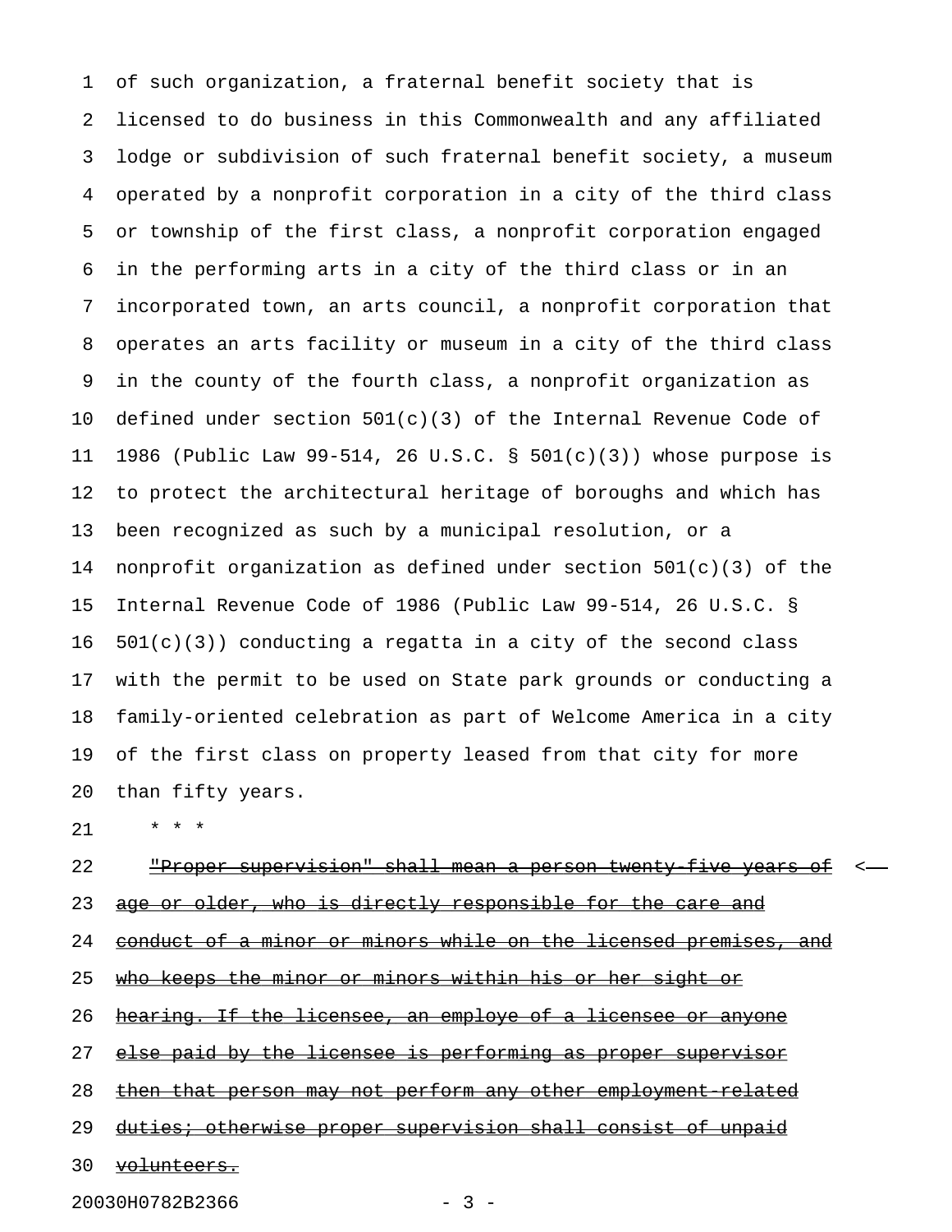of such organization, a fraternal benefit society that is licensed to do business in this Commonwealth and any affiliated lodge or subdivision of such fraternal benefit society, a museum operated by a nonprofit corporation in a city of the third class or township of the first class, a nonprofit corporation engaged in the performing arts in a city of the third class or in an incorporated town, an arts council, a nonprofit corporation that operates an arts facility or museum in a city of the third class in the county of the fourth class, a nonprofit organization as defined under section 501(c)(3) of the Internal Revenue Code of 1986 (Public Law 99-514, 26 U.S.C. § 501(c)(3)) whose purpose is to protect the architectural heritage of boroughs and which has been recognized as such by a municipal resolution, or a nonprofit organization as defined under section 501(c)(3) of the Internal Revenue Code of 1986 (Public Law 99-514, 26 U.S.C. § 501(c)(3)) conducting a regatta in a city of the second class with the permit to be used on State park grounds or conducting a family-oriented celebration as part of Welcome America in a city of the first class on property leased from that city for more than fifty years.

\* \* \*

~~"Proper supervision" shall mean a person twenty-five years of age or older, who is directly responsible for the care and conduct of a minor or minors while on the licensed premises, and who keeps the minor or minors within his or her sight or hearing. If the licensee, an employe of a licensee or anyone else paid by the licensee is performing as proper supervisor then that person may not perform any other employment-related duties; otherwise proper supervision shall consist of unpaid volunteers.~~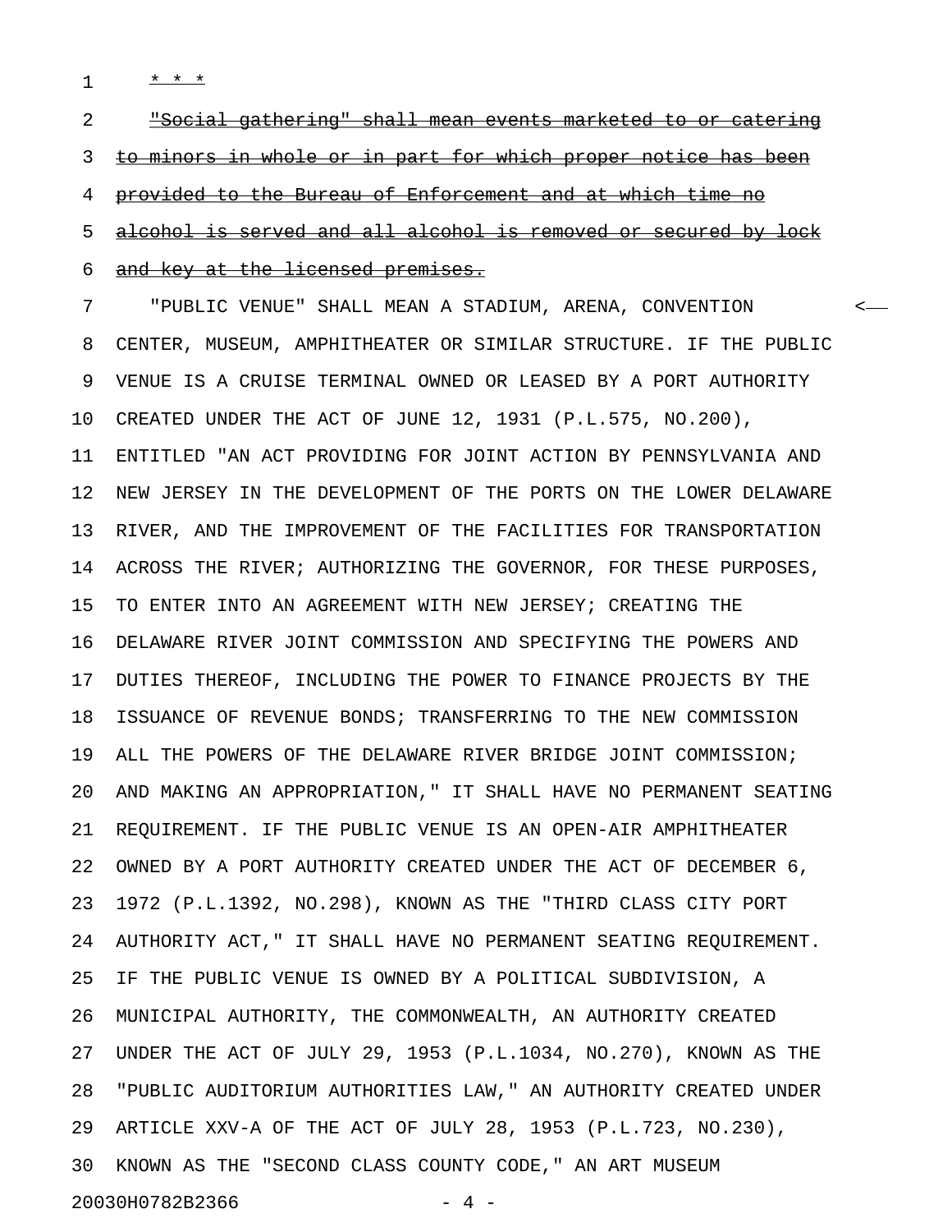* * *

~~"Social gathering" shall mean events marketed to or catering to minors in whole or in part for which proper notice has been provided to the Bureau of Enforcement and at which time no alcohol is served and all alcohol is removed or secured by lock and key at the licensed premises.~~

"PUBLIC VENUE" SHALL MEAN A STADIUM, ARENA, CONVENTION CENTER, MUSEUM, AMPHITHEATER OR SIMILAR STRUCTURE. IF THE PUBLIC VENUE IS A CRUISE TERMINAL OWNED OR LEASED BY A PORT AUTHORITY CREATED UNDER THE ACT OF JUNE 12, 1931 (P.L.575, NO.200), ENTITLED "AN ACT PROVIDING FOR JOINT ACTION BY PENNSYLVANIA AND NEW JERSEY IN THE DEVELOPMENT OF THE PORTS ON THE LOWER DELAWARE RIVER, AND THE IMPROVEMENT OF THE FACILITIES FOR TRANSPORTATION ACROSS THE RIVER; AUTHORIZING THE GOVERNOR, FOR THESE PURPOSES, TO ENTER INTO AN AGREEMENT WITH NEW JERSEY; CREATING THE DELAWARE RIVER JOINT COMMISSION AND SPECIFYING THE POWERS AND DUTIES THEREOF, INCLUDING THE POWER TO FINANCE PROJECTS BY THE ISSUANCE OF REVENUE BONDS; TRANSFERRING TO THE NEW COMMISSION ALL THE POWERS OF THE DELAWARE RIVER BRIDGE JOINT COMMISSION; AND MAKING AN APPROPRIATION," IT SHALL HAVE NO PERMANENT SEATING REQUIREMENT. IF THE PUBLIC VENUE IS AN OPEN-AIR AMPHITHEATER OWNED BY A PORT AUTHORITY CREATED UNDER THE ACT OF DECEMBER 6, 1972 (P.L.1392, NO.298), KNOWN AS THE "THIRD CLASS CITY PORT AUTHORITY ACT," IT SHALL HAVE NO PERMANENT SEATING REQUIREMENT. IF THE PUBLIC VENUE IS OWNED BY A POLITICAL SUBDIVISION, A MUNICIPAL AUTHORITY, THE COMMONWEALTH, AN AUTHORITY CREATED UNDER THE ACT OF JULY 29, 1953 (P.L.1034, NO.270), KNOWN AS THE "PUBLIC AUDITORIUM AUTHORITIES LAW," AN AUTHORITY CREATED UNDER ARTICLE XXV-A OF THE ACT OF JULY 28, 1953 (P.L.723, NO.230), KNOWN AS THE "SECOND CLASS COUNTY CODE," AN ART MUSEUM

20030H0782B2366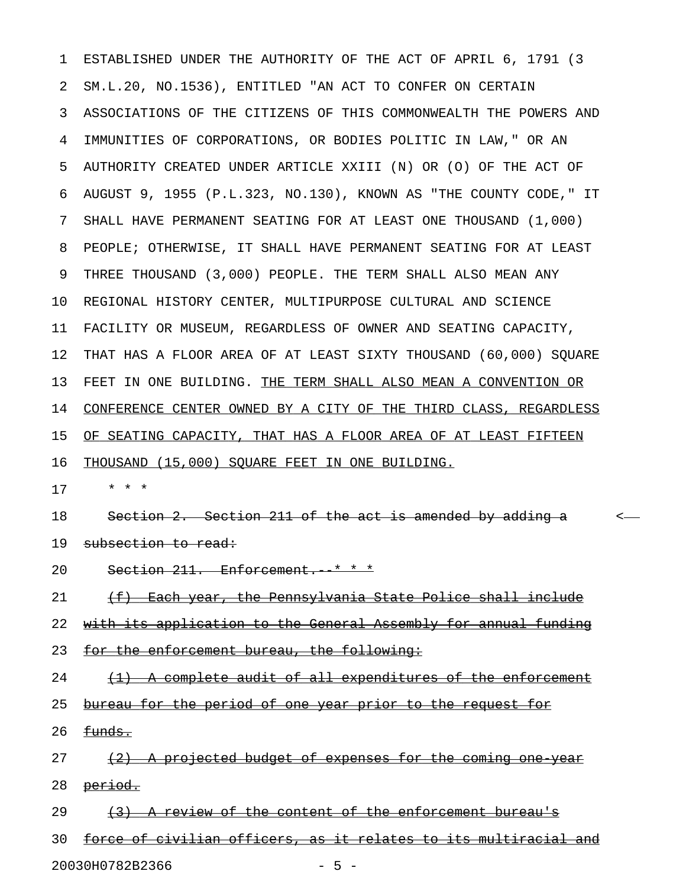ESTABLISHED UNDER THE AUTHORITY OF THE ACT OF APRIL 6, 1791 (3 SM.L.20, NO.1536), ENTITLED "AN ACT TO CONFER ON CERTAIN ASSOCIATIONS OF THE CITIZENS OF THIS COMMONWEALTH THE POWERS AND IMMUNITIES OF CORPORATIONS, OR BODIES POLITIC IN LAW," OR AN AUTHORITY CREATED UNDER ARTICLE XXIII (N) OR (O) OF THE ACT OF AUGUST 9, 1955 (P.L.323, NO.130), KNOWN AS "THE COUNTY CODE," IT SHALL HAVE PERMANENT SEATING FOR AT LEAST ONE THOUSAND (1,000) PEOPLE; OTHERWISE, IT SHALL HAVE PERMANENT SEATING FOR AT LEAST THREE THOUSAND (3,000) PEOPLE. THE TERM SHALL ALSO MEAN ANY REGIONAL HISTORY CENTER, MULTIPURPOSE CULTURAL AND SCIENCE FACILITY OR MUSEUM, REGARDLESS OF OWNER AND SEATING CAPACITY, THAT HAS A FLOOR AREA OF AT LEAST SIXTY THOUSAND (60,000) SQUARE FEET IN ONE BUILDING. <u>THE TERM SHALL ALSO MEAN A CONVENTION OR CONFERENCE CENTER OWNED BY A CITY OF THE THIRD CLASS, REGARDLESS OF SEATING CAPACITY, THAT HAS A FLOOR AREA OF AT LEAST FIFTEEN THOUSAND (15,000) SQUARE FEET IN ONE BUILDING.</u>

\* \* \*

~~Section 2. Section 211 of the act is amended by adding a subsection to read:~~

~~Section 211. Enforcement.--\* \* \*~~

~~(f) Each year, the Pennsylvania State Police shall include with its application to the General Assembly for annual funding for the enforcement bureau, the following:~~

~~(1) A complete audit of all expenditures of the enforcement bureau for the period of one year prior to the request for funds.~~

~~(2) A projected budget of expenses for the coming one-year period.~~

~~(3) A review of the content of the enforcement bureau's force of civilian officers, as it relates to its multiracial and~~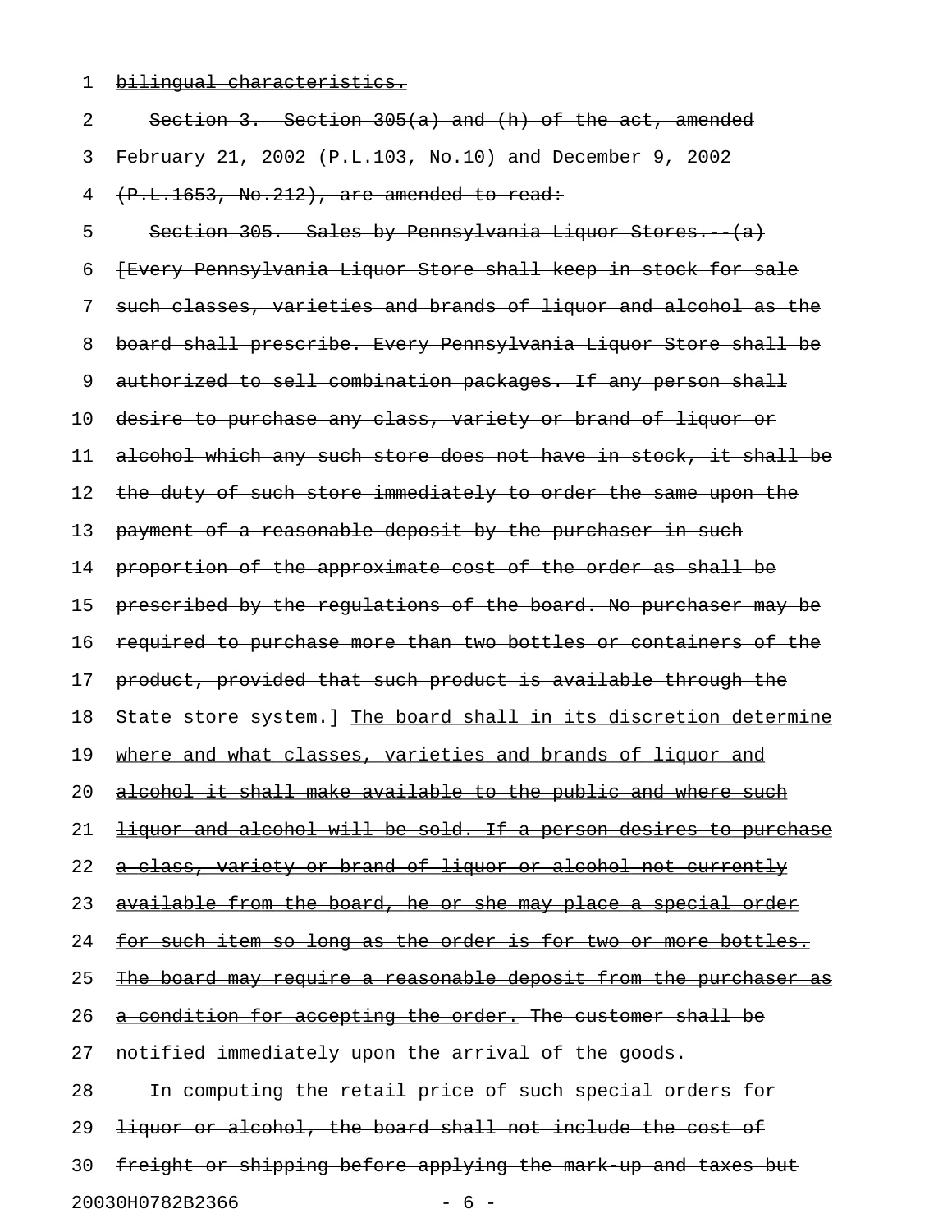bilingual characteristics.

Section 3. Section 305(a) and (h) of the act, amended February 21, 2002 (P.L.103, No.10) and December 9, 2002 (P.L.1653, No.212), are amended to read:

Section 305. Sales by Pennsylvania Liquor Stores.--(a) [Every Pennsylvania Liquor Store shall keep in stock for sale such classes, varieties and brands of liquor and alcohol as the board shall prescribe. Every Pennsylvania Liquor Store shall be authorized to sell combination packages. If any person shall desire to purchase any class, variety or brand of liquor or alcohol which any such store does not have in stock, it shall be the duty of such store immediately to order the same upon the payment of a reasonable deposit by the purchaser in such proportion of the approximate cost of the order as shall be prescribed by the regulations of the board. No purchaser may be required to purchase more than two bottles or containers of the product, provided that such product is available through the State store system.] The board shall in its discretion determine where and what classes, varieties and brands of liquor and alcohol it shall make available to the public and where such liquor and alcohol will be sold. If a person desires to purchase a class, variety or brand of liquor or alcohol not currently available from the board, he or she may place a special order for such item so long as the order is for two or more bottles. The board may require a reasonable deposit from the purchaser as a condition for accepting the order. The customer shall be notified immediately upon the arrival of the goods.

In computing the retail price of such special orders for liquor or alcohol, the board shall not include the cost of freight or shipping before applying the mark-up and taxes but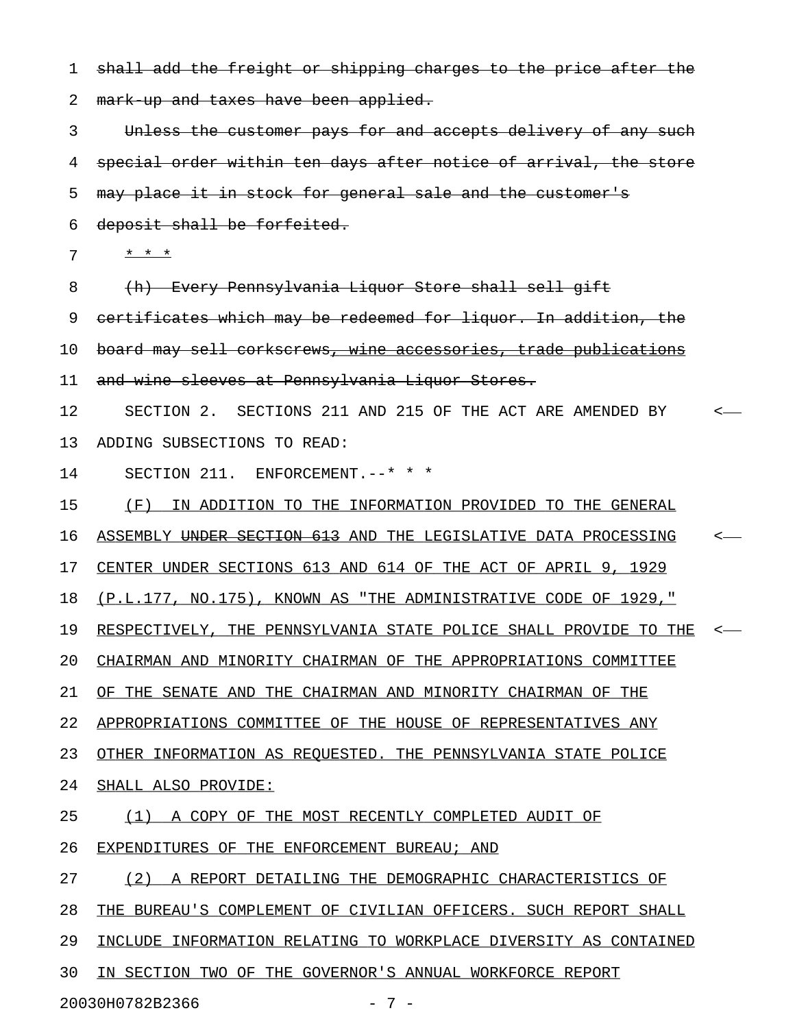~~shall add the freight or shipping charges to the price after the mark-up and taxes have been applied.~~

~~Unless the customer pays for and accepts delivery of any such special order within ten days after notice of arrival, the store may place it in stock for general sale and the customer's deposit shall be forfeited.~~

* * *

~~(h) Every Pennsylvania Liquor Store shall sell gift certificates which may be redeemed for liquor. In addition, the board may sell corkscrews, wine accessories, trade publications and wine sleeves at Pennsylvania Liquor Stores.~~

SECTION 2. SECTIONS 211 AND 215 OF THE ACT ARE AMENDED BY ADDING SUBSECTIONS TO READ:

SECTION 211. ENFORCEMENT.--* * *

(F) IN ADDITION TO THE INFORMATION PROVIDED TO THE GENERAL ASSEMBLY ~~UNDER SECTION 613~~ AND THE LEGISLATIVE DATA PROCESSING CENTER UNDER SECTIONS 613 AND 614 OF THE ACT OF APRIL 9, 1929 (P.L.177, NO.175), KNOWN AS "THE ADMINISTRATIVE CODE OF 1929," RESPECTIVELY, THE PENNSYLVANIA STATE POLICE SHALL PROVIDE TO THE CHAIRMAN AND MINORITY CHAIRMAN OF THE APPROPRIATIONS COMMITTEE OF THE SENATE AND THE CHAIRMAN AND MINORITY CHAIRMAN OF THE APPROPRIATIONS COMMITTEE OF THE HOUSE OF REPRESENTATIVES ANY OTHER INFORMATION AS REQUESTED. THE PENNSYLVANIA STATE POLICE SHALL ALSO PROVIDE:

(1) A COPY OF THE MOST RECENTLY COMPLETED AUDIT OF EXPENDITURES OF THE ENFORCEMENT BUREAU; AND

(2) A REPORT DETAILING THE DEMOGRAPHIC CHARACTERISTICS OF THE BUREAU'S COMPLEMENT OF CIVILIAN OFFICERS. SUCH REPORT SHALL INCLUDE INFORMATION RELATING TO WORKPLACE DIVERSITY AS CONTAINED IN SECTION TWO OF THE GOVERNOR'S ANNUAL WORKFORCE REPORT

20030H0782B2366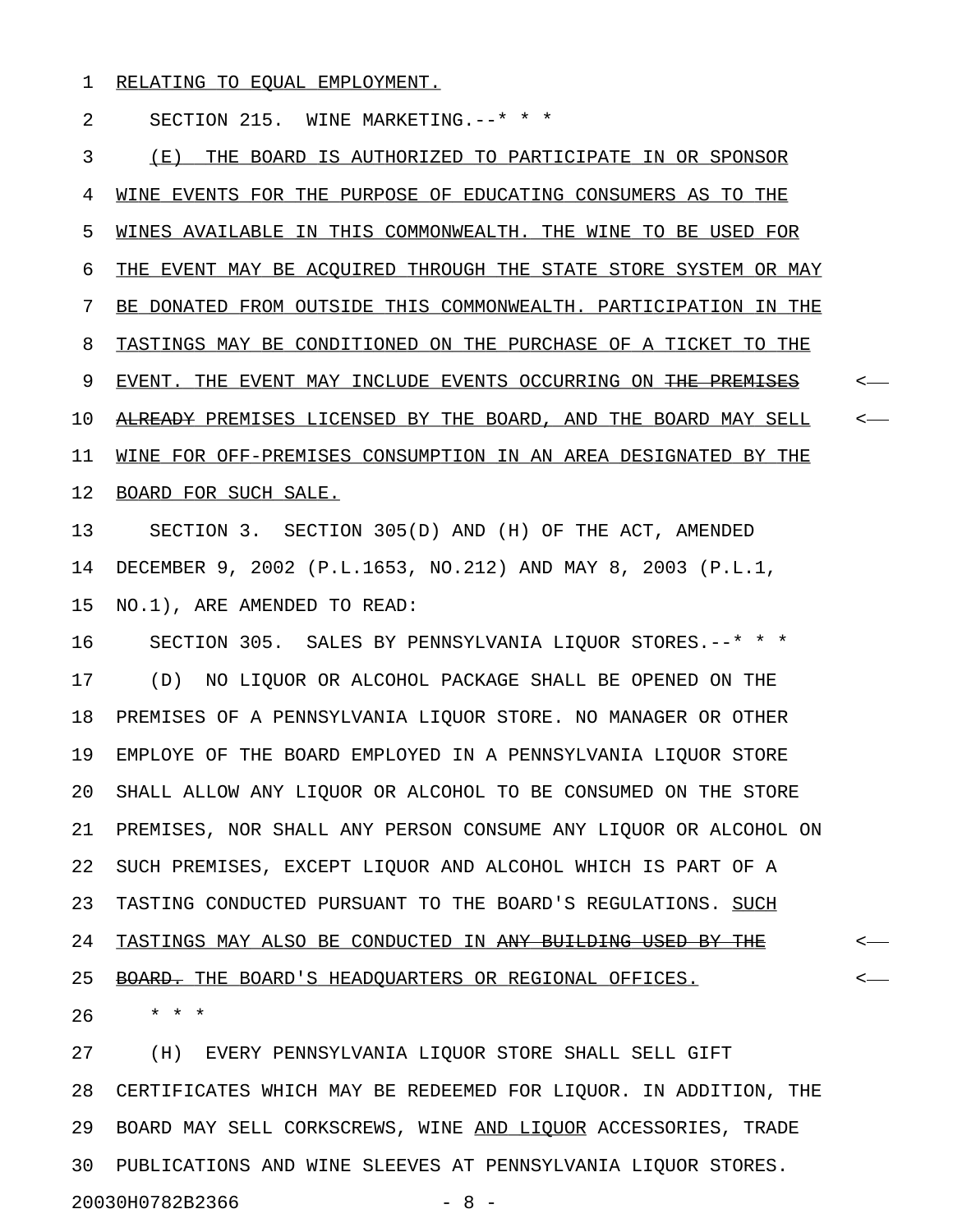RELATING TO EQUAL EMPLOYMENT.

SECTION 215. WINE MARKETING.--* * *

(E) THE BOARD IS AUTHORIZED TO PARTICIPATE IN OR SPONSOR WINE EVENTS FOR THE PURPOSE OF EDUCATING CONSUMERS AS TO THE WINES AVAILABLE IN THIS COMMONWEALTH. THE WINE TO BE USED FOR THE EVENT MAY BE ACQUIRED THROUGH THE STATE STORE SYSTEM OR MAY BE DONATED FROM OUTSIDE THIS COMMONWEALTH. PARTICIPATION IN THE TASTINGS MAY BE CONDITIONED ON THE PURCHASE OF A TICKET TO THE EVENT. THE EVENT MAY INCLUDE EVENTS OCCURRING ON ~~THE PREMISES ALREADY~~ PREMISES LICENSED BY THE BOARD, AND THE BOARD MAY SELL WINE FOR OFF-PREMISES CONSUMPTION IN AN AREA DESIGNATED BY THE BOARD FOR SUCH SALE.

SECTION 3. SECTION 305(D) AND (H) OF THE ACT, AMENDED DECEMBER 9, 2002 (P.L.1653, NO.212) AND MAY 8, 2003 (P.L.1, NO.1), ARE AMENDED TO READ:

SECTION 305. SALES BY PENNSYLVANIA LIQUOR STORES.--* * *

(D) NO LIQUOR OR ALCOHOL PACKAGE SHALL BE OPENED ON THE PREMISES OF A PENNSYLVANIA LIQUOR STORE. NO MANAGER OR OTHER EMPLOYE OF THE BOARD EMPLOYED IN A PENNSYLVANIA LIQUOR STORE SHALL ALLOW ANY LIQUOR OR ALCOHOL TO BE CONSUMED ON THE STORE PREMISES, NOR SHALL ANY PERSON CONSUME ANY LIQUOR OR ALCOHOL ON SUCH PREMISES, EXCEPT LIQUOR AND ALCOHOL WHICH IS PART OF A TASTING CONDUCTED PURSUANT TO THE BOARD'S REGULATIONS. SUCH TASTINGS MAY ALSO BE CONDUCTED IN ~~ANY BUILDING USED BY THE BOARD.~~ THE BOARD'S HEADQUARTERS OR REGIONAL OFFICES.

* * *

(H) EVERY PENNSYLVANIA LIQUOR STORE SHALL SELL GIFT CERTIFICATES WHICH MAY BE REDEEMED FOR LIQUOR. IN ADDITION, THE BOARD MAY SELL CORKSCREWS, WINE AND LIQUOR ACCESSORIES, TRADE PUBLICATIONS AND WINE SLEEVES AT PENNSYLVANIA LIQUOR STORES.

20030H0782B2366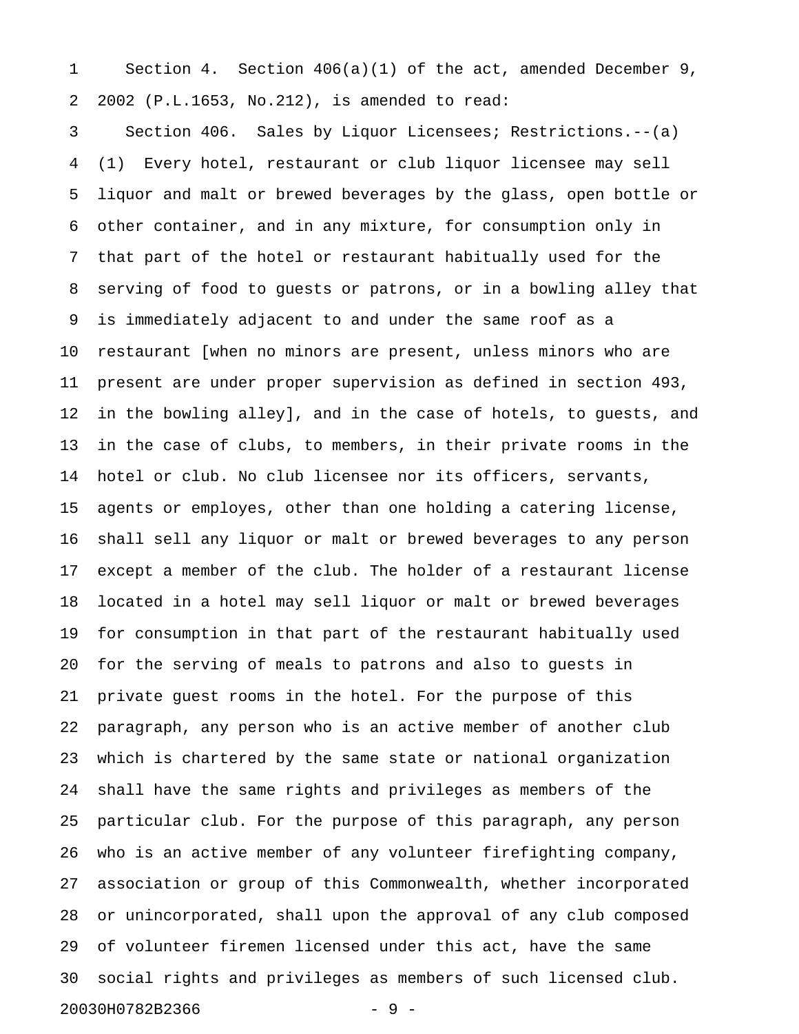Section 4. Section 406(a)(1) of the act, amended December 9, 2002 (P.L.1653, No.212), is amended to read:

Section 406. Sales by Liquor Licensees; Restrictions.--(a) (1) Every hotel, restaurant or club liquor licensee may sell liquor and malt or brewed beverages by the glass, open bottle or other container, and in any mixture, for consumption only in that part of the hotel or restaurant habitually used for the serving of food to guests or patrons, or in a bowling alley that is immediately adjacent to and under the same roof as a restaurant [when no minors are present, unless minors who are present are under proper supervision as defined in section 493, in the bowling alley], and in the case of hotels, to guests, and in the case of clubs, to members, in their private rooms in the hotel or club. No club licensee nor its officers, servants, agents or employes, other than one holding a catering license, shall sell any liquor or malt or brewed beverages to any person except a member of the club. The holder of a restaurant license located in a hotel may sell liquor or malt or brewed beverages for consumption in that part of the restaurant habitually used for the serving of meals to patrons and also to guests in private guest rooms in the hotel. For the purpose of this paragraph, any person who is an active member of another club which is chartered by the same state or national organization shall have the same rights and privileges as members of the particular club. For the purpose of this paragraph, any person who is an active member of any volunteer firefighting company, association or group of this Commonwealth, whether incorporated or unincorporated, shall upon the approval of any club composed of volunteer firemen licensed under this act, have the same social rights and privileges as members of such licensed club.

20030H0782B2366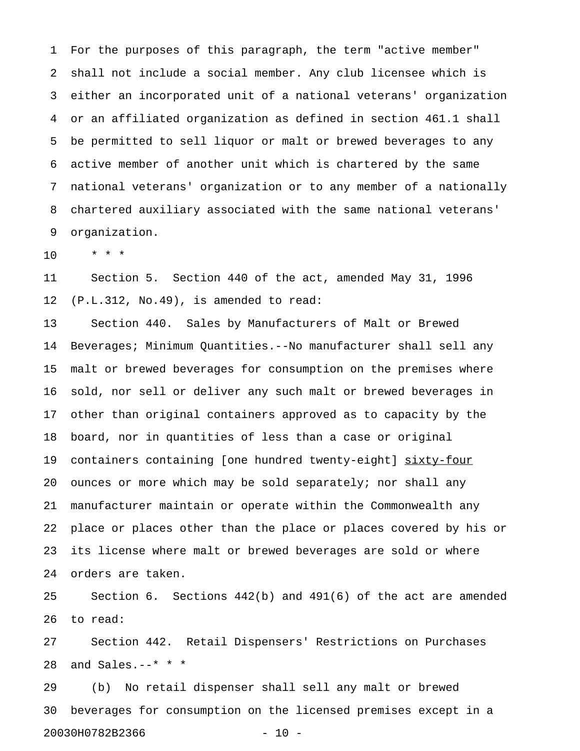For the purposes of this paragraph, the term "active member" shall not include a social member. Any club licensee which is either an incorporated unit of a national veterans' organization or an affiliated organization as defined in section 461.1 shall be permitted to sell liquor or malt or brewed beverages to any active member of another unit which is chartered by the same national veterans' organization or to any member of a nationally chartered auxiliary associated with the same national veterans' organization.

\* \* \*

Section 5. Section 440 of the act, amended May 31, 1996 (P.L.312, No.49), is amended to read:

Section 440. Sales by Manufacturers of Malt or Brewed Beverages; Minimum Quantities.--No manufacturer shall sell any malt or brewed beverages for consumption on the premises where sold, nor sell or deliver any such malt or brewed beverages in other than original containers approved as to capacity by the board, nor in quantities of less than a case or original containers containing [one hundred twenty-eight] <u>sixty-four</u> ounces or more which may be sold separately; nor shall any manufacturer maintain or operate within the Commonwealth any place or places other than the place or places covered by his or its license where malt or brewed beverages are sold or where orders are taken.

Section 6. Sections 442(b) and 491(6) of the act are amended to read:

Section 442. Retail Dispensers' Restrictions on Purchases and Sales.--\* \* \*

(b) No retail dispenser shall sell any malt or brewed beverages for consumption on the licensed premises except in a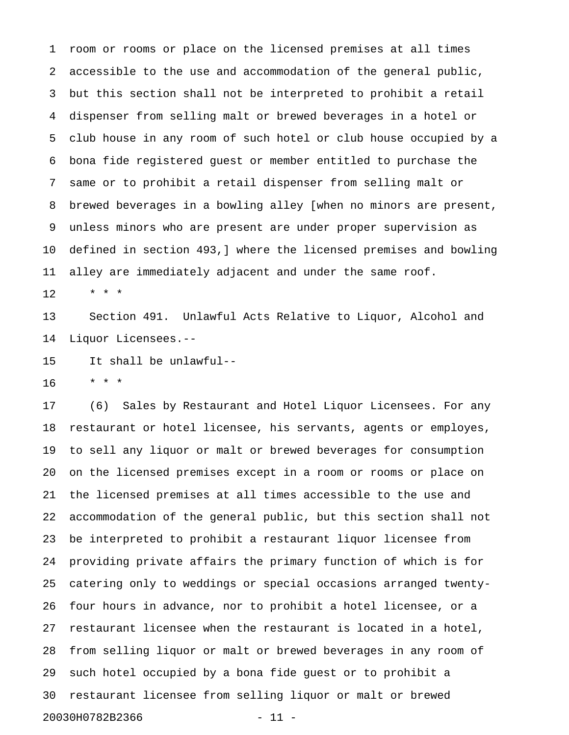room or rooms or place on the licensed premises at all times accessible to the use and accommodation of the general public, but this section shall not be interpreted to prohibit a retail dispenser from selling malt or brewed beverages in a hotel or club house in any room of such hotel or club house occupied by a bona fide registered guest or member entitled to purchase the same or to prohibit a retail dispenser from selling malt or brewed beverages in a bowling alley [when no minors are present, unless minors who are present are under proper supervision as defined in section 493,] where the licensed premises and bowling alley are immediately adjacent and under the same roof.

\* \* \*

Section 491. Unlawful Acts Relative to Liquor, Alcohol and Liquor Licensees.--

It shall be unlawful--

\* \* \*

(6) Sales by Restaurant and Hotel Liquor Licensees. For any restaurant or hotel licensee, his servants, agents or employes, to sell any liquor or malt or brewed beverages for consumption on the licensed premises except in a room or rooms or place on the licensed premises at all times accessible to the use and accommodation of the general public, but this section shall not be interpreted to prohibit a restaurant liquor licensee from providing private affairs the primary function of which is for catering only to weddings or special occasions arranged twenty-four hours in advance, nor to prohibit a hotel licensee, or a restaurant licensee when the restaurant is located in a hotel, from selling liquor or malt or brewed beverages in any room of such hotel occupied by a bona fide guest or to prohibit a restaurant licensee from selling liquor or malt or brewed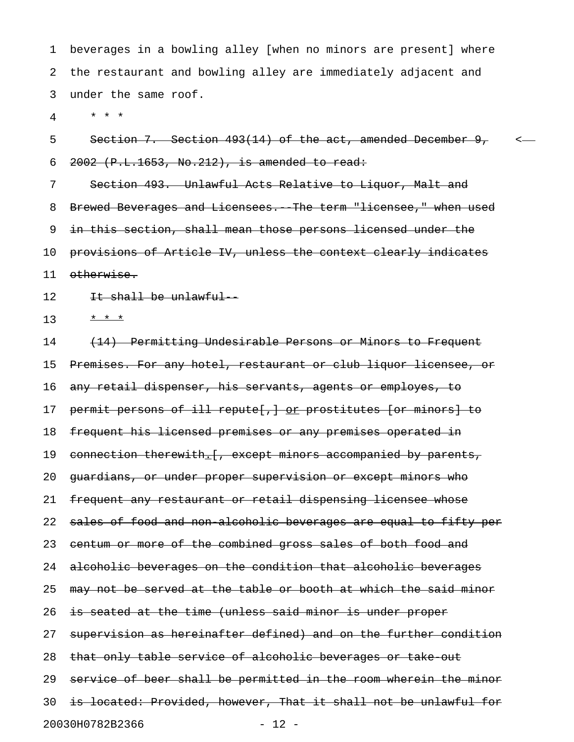beverages in a bowling alley [when no minors are present] where the restaurant and bowling alley are immediately adjacent and under the same roof.

* * *

~~Section 7. Section 493(14) of the act, amended December 9, 2002 (P.L.1653, No.212), is amended to read:~~

~~Section 493. Unlawful Acts Relative to Liquor, Malt and Brewed Beverages and Licensees.--The term "licensee," when used in this section, shall mean those persons licensed under the provisions of Article IV, unless the context clearly indicates otherwise.~~

~~It shall be unlawful--~~

~~* * *~~

~~(14) Permitting Undesirable Persons or Minors to Frequent Premises. For any hotel, restaurant or club liquor licensee, or any retail dispenser, his servants, agents or employes, to permit persons of ill repute[,] or prostitutes [or minors] to frequent his licensed premises or any premises operated in connection therewith.[, except minors accompanied by parents, guardians, or under proper supervision or except minors who frequent any restaurant or retail dispensing licensee whose sales of food and non-alcoholic beverages are equal to fifty per centum or more of the combined gross sales of both food and alcoholic beverages on the condition that alcoholic beverages may not be served at the table or booth at which the said minor is seated at the time (unless said minor is under proper supervision as hereinafter defined) and on the further condition that only table service of alcoholic beverages or take-out service of beer shall be permitted in the room wherein the minor is located: Provided, however, That it shall not be unlawful for~~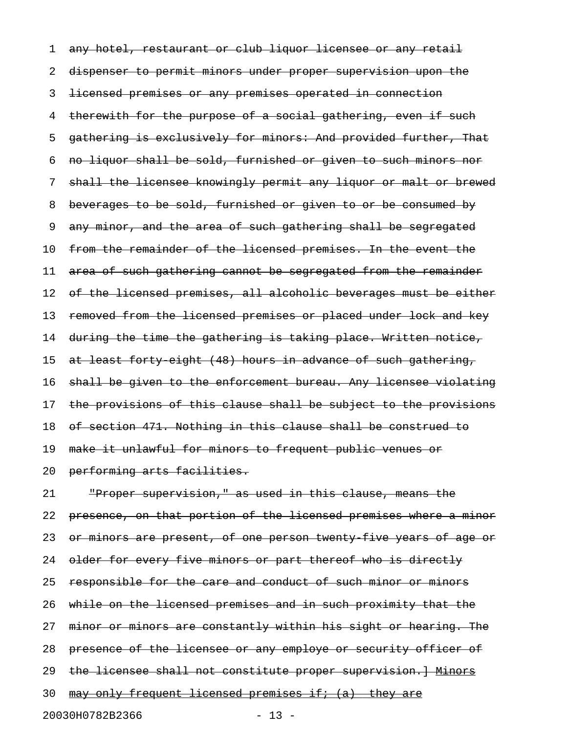any hotel, restaurant or club liquor licensee or any retail dispenser to permit minors under proper supervision upon the licensed premises or any premises operated in connection therewith for the purpose of a social gathering, even if such gathering is exclusively for minors: And provided further, That no liquor shall be sold, furnished or given to such minors nor shall the licensee knowingly permit any liquor or malt or brewed beverages to be sold, furnished or given to or be consumed by any minor, and the area of such gathering shall be segregated from the remainder of the licensed premises. In the event the area of such gathering cannot be segregated from the remainder of the licensed premises, all alcoholic beverages must be either removed from the licensed premises or placed under lock and key during the time the gathering is taking place. Written notice, at least forty-eight (48) hours in advance of such gathering, shall be given to the enforcement bureau. Any licensee violating the provisions of this clause shall be subject to the provisions of section 471. Nothing in this clause shall be construed to make it unlawful for minors to frequent public venues or performing arts facilities.

"Proper supervision," as used in this clause, means the presence, on that portion of the licensed premises where a minor or minors are present, of one person twenty-five years of age or older for every five minors or part thereof who is directly responsible for the care and conduct of such minor or minors while on the licensed premises and in such proximity that the minor or minors are constantly within his sight or hearing. The presence of the licensee or any employe or security officer of the licensee shall not constitute proper supervision.] Minors may only frequent licensed premises if: (a) they are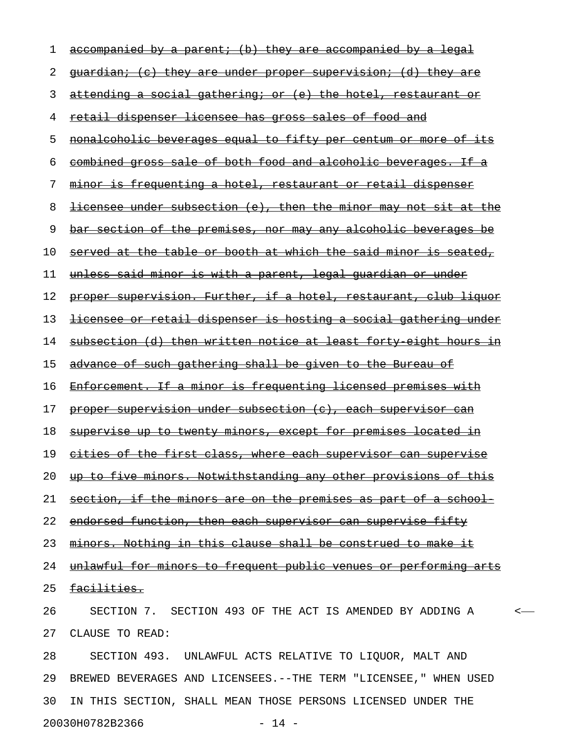~~accompanied by a parent; (b) they are accompanied by a legal guardian; (c) they are under proper supervision; (d) they are attending a social gathering; or (e) the hotel, restaurant or retail dispenser licensee has gross sales of food and nonalcoholic beverages equal to fifty per centum or more of its combined gross sale of both food and alcoholic beverages. If a minor is frequenting a hotel, restaurant or retail dispenser licensee under subsection (e), then the minor may not sit at the bar section of the premises, nor may any alcoholic beverages be served at the table or booth at which the said minor is seated, unless said minor is with a parent, legal guardian or under proper supervision. Further, if a hotel, restaurant, club liquor licensee or retail dispenser is hosting a social gathering under subsection (d) then written notice at least forty-eight hours in advance of such gathering shall be given to the Bureau of Enforcement. If a minor is frequenting licensed premises with proper supervision under subsection (c), each supervisor can supervise up to twenty minors, except for premises located in cities of the first class, where each supervisor can supervise up to five minors. Notwithstanding any other provisions of this section, if the minors are on the premises as part of a school-endorsed function, then each supervisor can supervise fifty minors. Nothing in this clause shall be construed to make it unlawful for minors to frequent public venues or performing arts facilities.~~

SECTION 7. SECTION 493 OF THE ACT IS AMENDED BY ADDING A CLAUSE TO READ:

SECTION 493. UNLAWFUL ACTS RELATIVE TO LIQUOR, MALT AND BREWED BEVERAGES AND LICENSEES.--THE TERM "LICENSEE," WHEN USED IN THIS SECTION, SHALL MEAN THOSE PERSONS LICENSED UNDER THE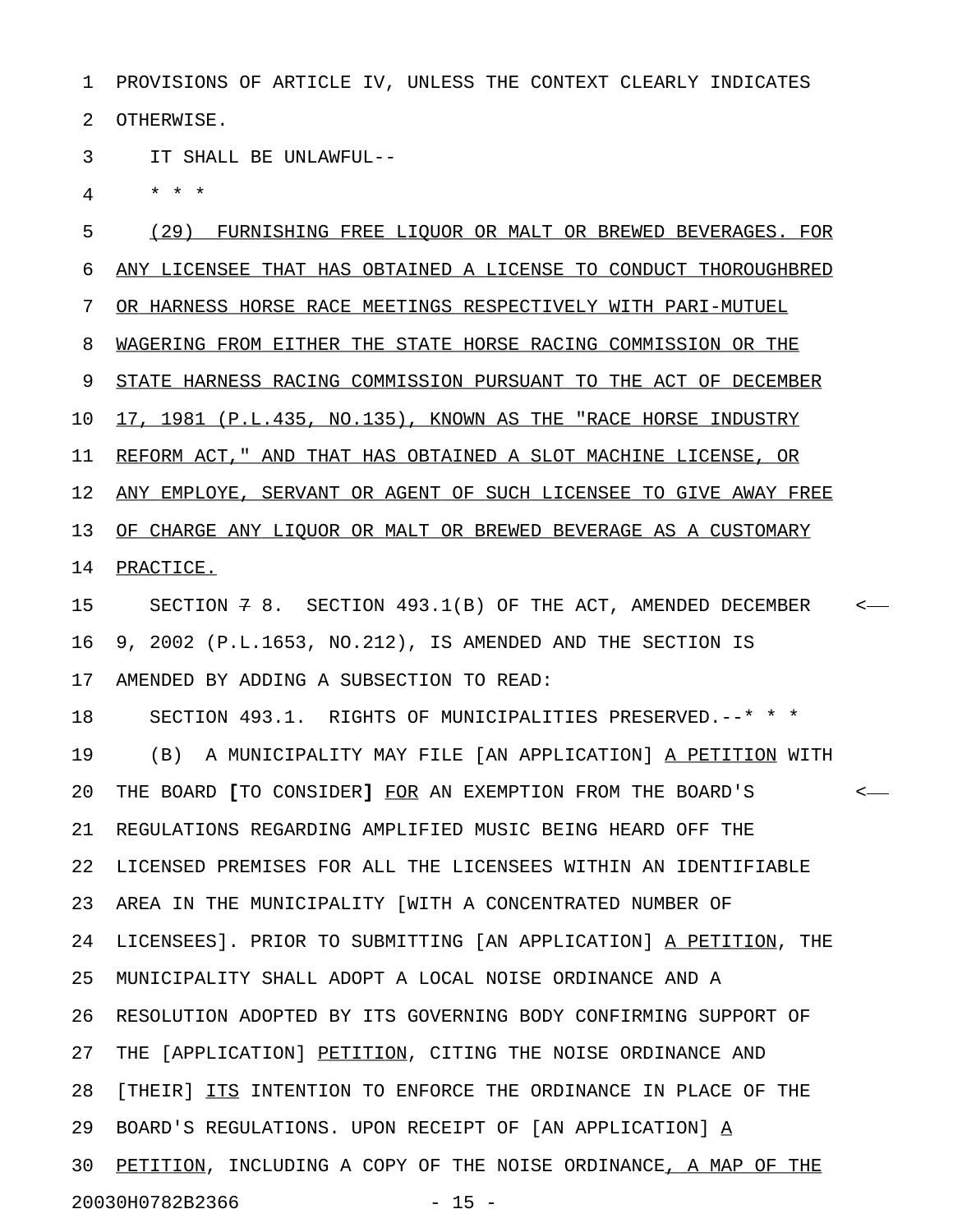PROVISIONS OF ARTICLE IV, UNLESS THE CONTEXT CLEARLY INDICATES OTHERWISE.

IT SHALL BE UNLAWFUL--

\* \* \*

<u>(29) FURNISHING FREE LIQUOR OR MALT OR BREWED BEVERAGES. FOR ANY LICENSEE THAT HAS OBTAINED A LICENSE TO CONDUCT THOROUGHBRED OR HARNESS HORSE RACE MEETINGS RESPECTIVELY WITH PARI-MUTUEL WAGERING FROM EITHER THE STATE HORSE RACING COMMISSION OR THE STATE HARNESS RACING COMMISSION PURSUANT TO THE ACT OF DECEMBER 17, 1981 (P.L.435, NO.135), KNOWN AS THE "RACE HORSE INDUSTRY REFORM ACT," AND THAT HAS OBTAINED A SLOT MACHINE LICENSE, OR ANY EMPLOYE, SERVANT OR AGENT OF SUCH LICENSEE TO GIVE AWAY FREE OF CHARGE ANY LIQUOR OR MALT OR BREWED BEVERAGE AS A CUSTOMARY PRACTICE.</u>

SECTION ~~7~~ 8. SECTION 493.1(B) OF THE ACT, AMENDED DECEMBER 9, 2002 (P.L.1653, NO.212), IS AMENDED AND THE SECTION IS AMENDED BY ADDING A SUBSECTION TO READ:

SECTION 493.1. RIGHTS OF MUNICIPALITIES PRESERVED.--\* \* \*

(B) A MUNICIPALITY MAY FILE [AN APPLICATION] <u>A PETITION</u> WITH THE BOARD **[**TO CONSIDER**]** <u>FOR</u> AN EXEMPTION FROM THE BOARD'S REGULATIONS REGARDING AMPLIFIED MUSIC BEING HEARD OFF THE LICENSED PREMISES FOR ALL THE LICENSEES WITHIN AN IDENTIFIABLE AREA IN THE MUNICIPALITY [WITH A CONCENTRATED NUMBER OF LICENSEES]. PRIOR TO SUBMITTING [AN APPLICATION] <u>A PETITION</u>, THE MUNICIPALITY SHALL ADOPT A LOCAL NOISE ORDINANCE AND A RESOLUTION ADOPTED BY ITS GOVERNING BODY CONFIRMING SUPPORT OF THE [APPLICATION] <u>PETITION</u>, CITING THE NOISE ORDINANCE AND [THEIR] <u>ITS</u> INTENTION TO ENFORCE THE ORDINANCE IN PLACE OF THE BOARD'S REGULATIONS. UPON RECEIPT OF [AN APPLICATION] <u>A PETITION</u>, INCLUDING A COPY OF THE NOISE ORDINANCE<u>, A MAP OF THE</u>

20030H0782B2366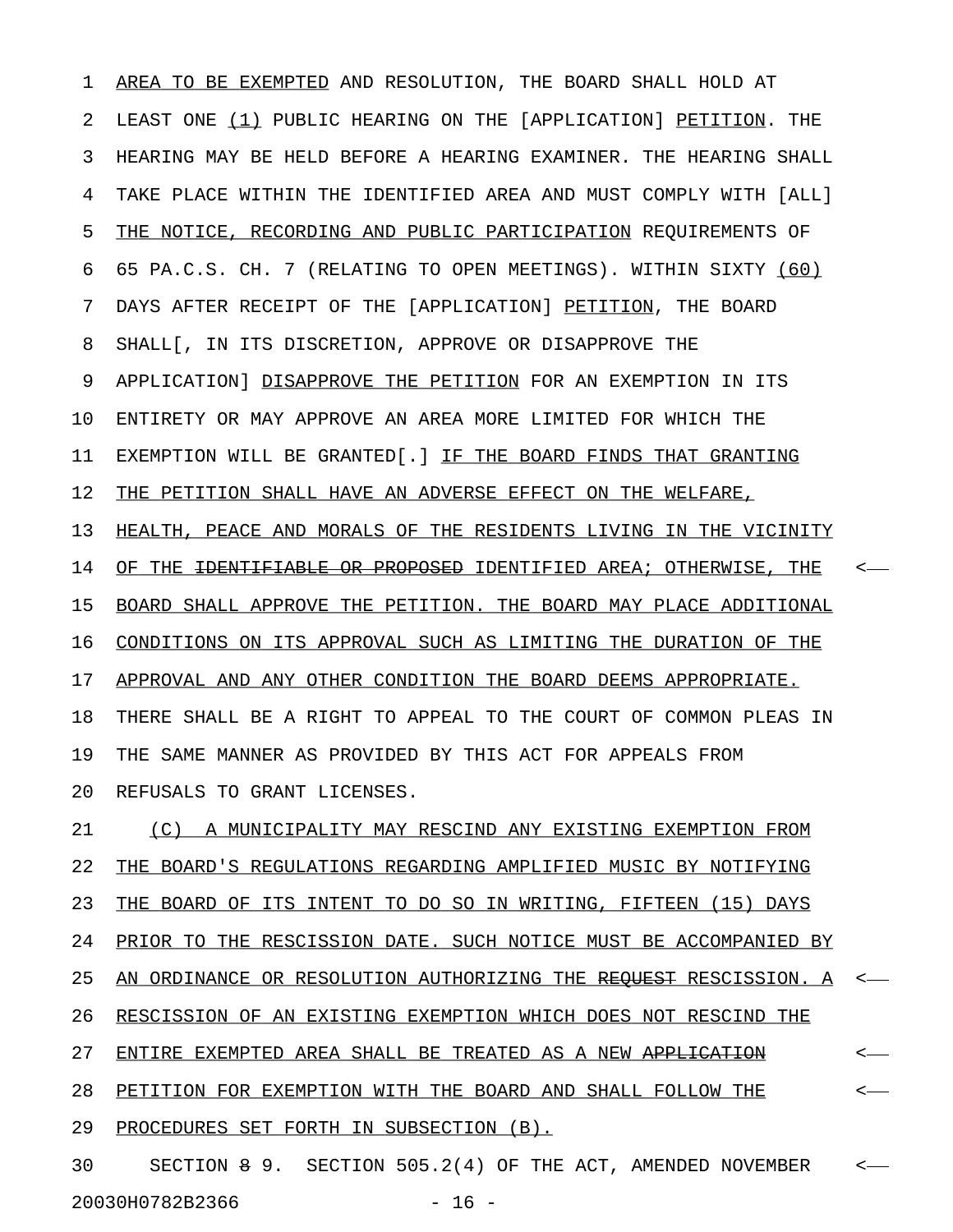AREA TO BE EXEMPTED AND RESOLUTION, THE BOARD SHALL HOLD AT LEAST ONE (1) PUBLIC HEARING ON THE [APPLICATION] PETITION. THE HEARING MAY BE HELD BEFORE A HEARING EXAMINER. THE HEARING SHALL TAKE PLACE WITHIN THE IDENTIFIED AREA AND MUST COMPLY WITH [ALL] THE NOTICE, RECORDING AND PUBLIC PARTICIPATION REQUIREMENTS OF 65 PA.C.S. CH. 7 (RELATING TO OPEN MEETINGS). WITHIN SIXTY (60) DAYS AFTER RECEIPT OF THE [APPLICATION] PETITION, THE BOARD SHALL[, IN ITS DISCRETION, APPROVE OR DISAPPROVE THE APPLICATION] DISAPPROVE THE PETITION FOR AN EXEMPTION IN ITS ENTIRETY OR MAY APPROVE AN AREA MORE LIMITED FOR WHICH THE EXEMPTION WILL BE GRANTED[.] IF THE BOARD FINDS THAT GRANTING THE PETITION SHALL HAVE AN ADVERSE EFFECT ON THE WELFARE, HEALTH, PEACE AND MORALS OF THE RESIDENTS LIVING IN THE VICINITY OF THE ~~IDENTIFIABLE OR PROPOSED~~ IDENTIFIED AREA; OTHERWISE, THE BOARD SHALL APPROVE THE PETITION. THE BOARD MAY PLACE ADDITIONAL CONDITIONS ON ITS APPROVAL SUCH AS LIMITING THE DURATION OF THE APPROVAL AND ANY OTHER CONDITION THE BOARD DEEMS APPROPRIATE. THERE SHALL BE A RIGHT TO APPEAL TO THE COURT OF COMMON PLEAS IN THE SAME MANNER AS PROVIDED BY THIS ACT FOR APPEALS FROM REFUSALS TO GRANT LICENSES.

(C) A MUNICIPALITY MAY RESCIND ANY EXISTING EXEMPTION FROM THE BOARD'S REGULATIONS REGARDING AMPLIFIED MUSIC BY NOTIFYING THE BOARD OF ITS INTENT TO DO SO IN WRITING, FIFTEEN (15) DAYS PRIOR TO THE RESCISSION DATE. SUCH NOTICE MUST BE ACCOMPANIED BY AN ORDINANCE OR RESOLUTION AUTHORIZING THE ~~REQUEST~~ RESCISSION. A RESCISSION OF AN EXISTING EXEMPTION WHICH DOES NOT RESCIND THE ENTIRE EXEMPTED AREA SHALL BE TREATED AS A NEW ~~APPLICATION~~ PETITION FOR EXEMPTION WITH THE BOARD AND SHALL FOLLOW THE PROCEDURES SET FORTH IN SUBSECTION (B).

SECTION ~~8~~ 9. SECTION 505.2(4) OF THE ACT, AMENDED NOVEMBER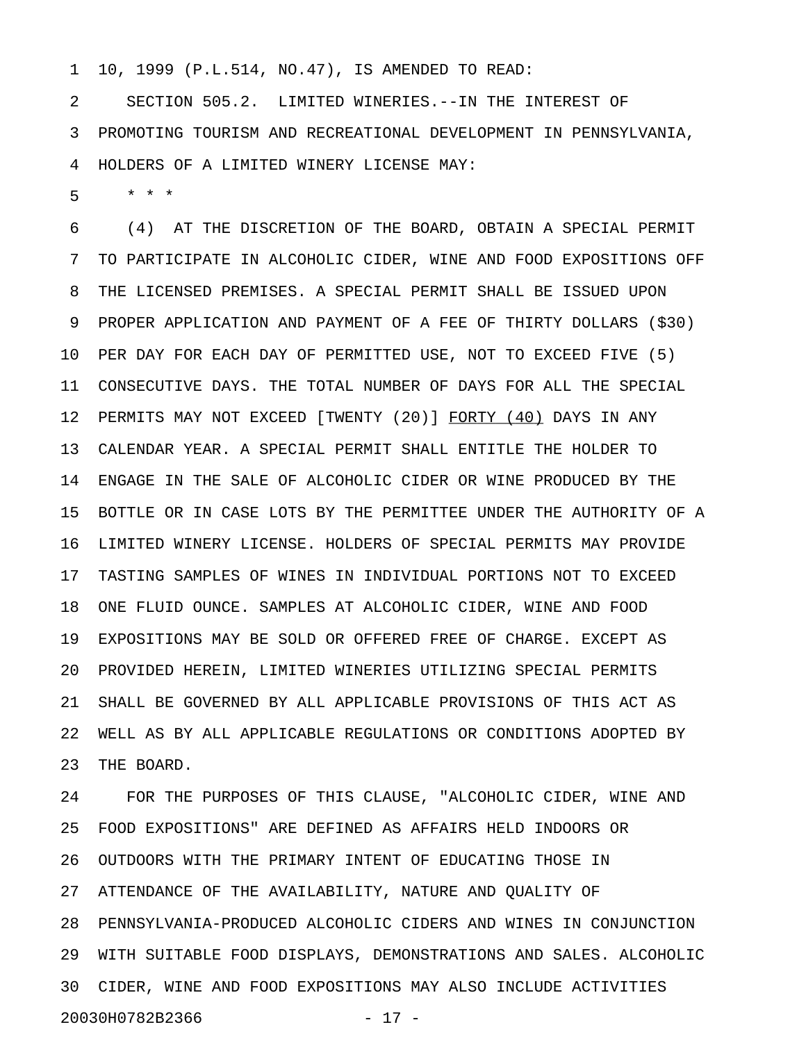10, 1999 (P.L.514, NO.47), IS AMENDED TO READ:

SECTION 505.2. LIMITED WINERIES.--IN THE INTEREST OF PROMOTING TOURISM AND RECREATIONAL DEVELOPMENT IN PENNSYLVANIA, HOLDERS OF A LIMITED WINERY LICENSE MAY:

\* \* \*

(4) AT THE DISCRETION OF THE BOARD, OBTAIN A SPECIAL PERMIT TO PARTICIPATE IN ALCOHOLIC CIDER, WINE AND FOOD EXPOSITIONS OFF THE LICENSED PREMISES. A SPECIAL PERMIT SHALL BE ISSUED UPON PROPER APPLICATION AND PAYMENT OF A FEE OF THIRTY DOLLARS ($30) PER DAY FOR EACH DAY OF PERMITTED USE, NOT TO EXCEED FIVE (5) CONSECUTIVE DAYS. THE TOTAL NUMBER OF DAYS FOR ALL THE SPECIAL PERMITS MAY NOT EXCEED [TWENTY (20)] <u>FORTY (40)</u> DAYS IN ANY CALENDAR YEAR. A SPECIAL PERMIT SHALL ENTITLE THE HOLDER TO ENGAGE IN THE SALE OF ALCOHOLIC CIDER OR WINE PRODUCED BY THE BOTTLE OR IN CASE LOTS BY THE PERMITTEE UNDER THE AUTHORITY OF A LIMITED WINERY LICENSE. HOLDERS OF SPECIAL PERMITS MAY PROVIDE TASTING SAMPLES OF WINES IN INDIVIDUAL PORTIONS NOT TO EXCEED ONE FLUID OUNCE. SAMPLES AT ALCOHOLIC CIDER, WINE AND FOOD EXPOSITIONS MAY BE SOLD OR OFFERED FREE OF CHARGE. EXCEPT AS PROVIDED HEREIN, LIMITED WINERIES UTILIZING SPECIAL PERMITS SHALL BE GOVERNED BY ALL APPLICABLE PROVISIONS OF THIS ACT AS WELL AS BY ALL APPLICABLE REGULATIONS OR CONDITIONS ADOPTED BY THE BOARD.

FOR THE PURPOSES OF THIS CLAUSE, "ALCOHOLIC CIDER, WINE AND FOOD EXPOSITIONS" ARE DEFINED AS AFFAIRS HELD INDOORS OR OUTDOORS WITH THE PRIMARY INTENT OF EDUCATING THOSE IN ATTENDANCE OF THE AVAILABILITY, NATURE AND QUALITY OF PENNSYLVANIA-PRODUCED ALCOHOLIC CIDERS AND WINES IN CONJUNCTION WITH SUITABLE FOOD DISPLAYS, DEMONSTRATIONS AND SALES. ALCOHOLIC CIDER, WINE AND FOOD EXPOSITIONS MAY ALSO INCLUDE ACTIVITIES

20030H0782B2366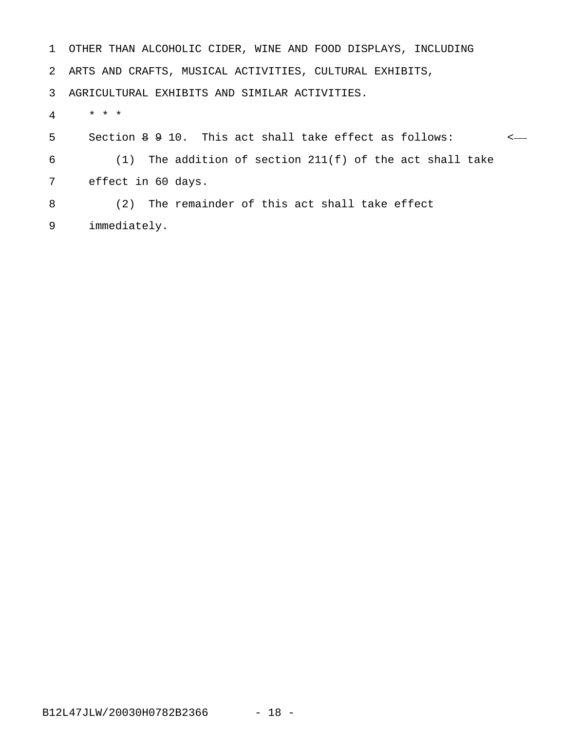OTHER THAN ALCOHOLIC CIDER, WINE AND FOOD DISPLAYS, INCLUDING ARTS AND CRAFTS, MUSICAL ACTIVITIES, CULTURAL EXHIBITS, AGRICULTURAL EXHIBITS AND SIMILAR ACTIVITIES.

\* \* \*

Section ~~8~~ ~~9~~ 10. This act shall take effect as follows:

(1) The addition of section 211(f) of the act shall take effect in 60 days.

(2) The remainder of this act shall take effect immediately.